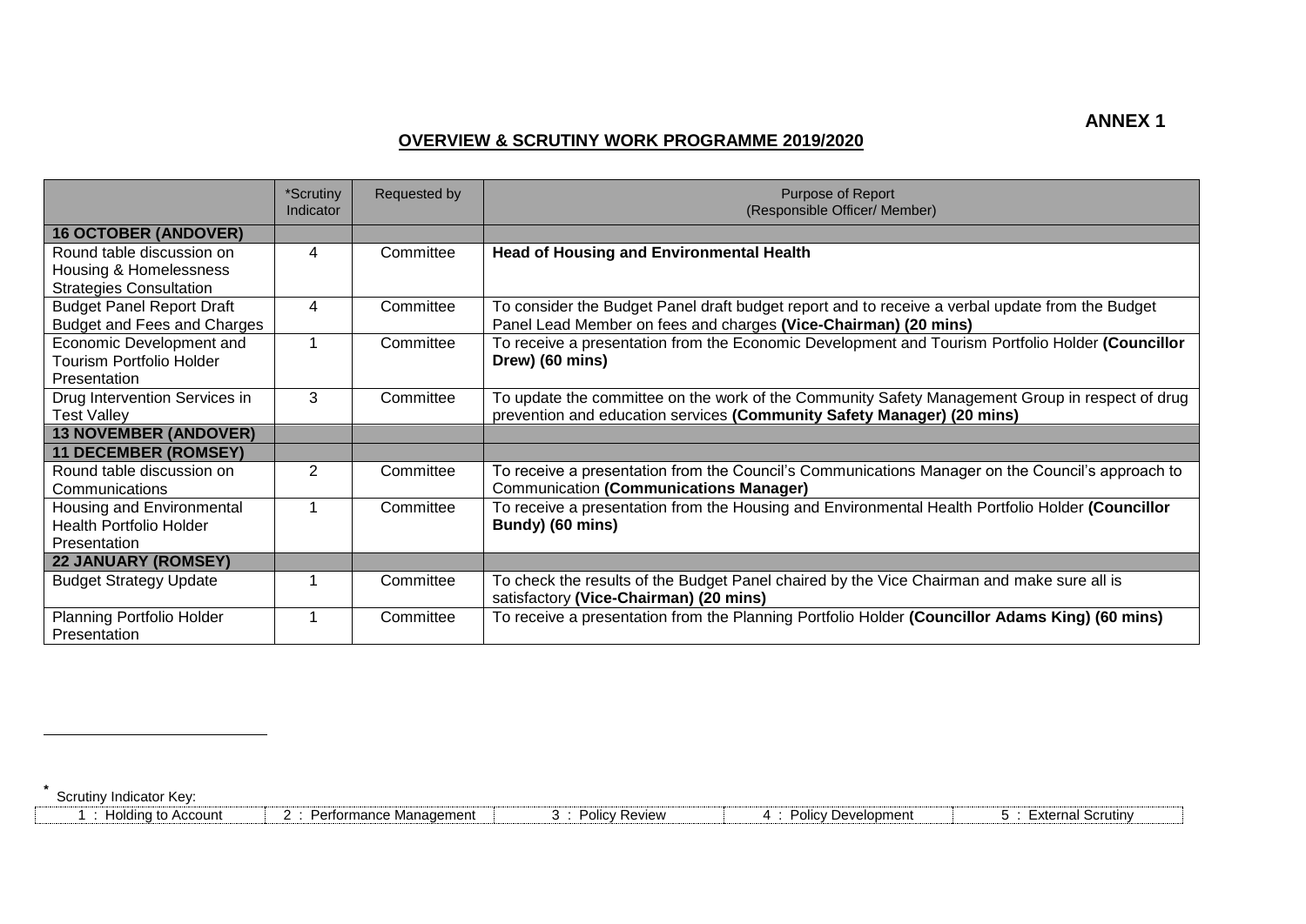**ANNEX 1**

## OVERVIEW & SCRUTINY WORK PROGRAMME 2019/2020

| | *Scrutiny Indicator | Requested by | Purpose of Report (Responsible Officer/ Member) |
|---|---|---|---|
| **16 OCTOBER (ANDOVER)** | | | |
| Round table discussion on Housing & Homelessness Strategies Consultation | 4 | Committee | **Head of Housing and Environmental Health** |
| Budget Panel Report Draft Budget and Fees and Charges | 4 | Committee | To consider the Budget Panel draft budget report and to receive a verbal update from the Budget Panel Lead Member on fees and charges **(Vice-Chairman) (20 mins)** |
| Economic Development and Tourism Portfolio Holder Presentation | 1 | Committee | To receive a presentation from the Economic Development and Tourism Portfolio Holder **(Councillor Drew) (60 mins)** |
| Drug Intervention Services in Test Valley | 3 | Committee | To update the committee on the work of the Community Safety Management Group in respect of drug prevention and education services **(Community Safety Manager) (20 mins)** |
| **13 NOVEMBER (ANDOVER)** | | | |
| **11 DECEMBER (ROMSEY)** | | | |
| Round table discussion on Communications | 2 | Committee | To receive a presentation from the Council's Communications Manager on the Council's approach to Communication **(Communications Manager)** |
| Housing and Environmental Health Portfolio Holder Presentation | 1 | Committee | To receive a presentation from the Housing and Environmental Health Portfolio Holder **(Councillor Bundy) (60 mins)** |
| **22 JANUARY (ROMSEY)** | | | |
| Budget Strategy Update | 1 | Committee | To check the results of the Budget Panel chaired by the Vice Chairman and make sure all is satisfactory **(Vice-Chairman) (20 mins)** |
| Planning Portfolio Holder Presentation | 1 | Committee | To receive a presentation from the Planning Portfolio Holder **(Councillor Adams King) (60 mins)** |

* Scrutiny Indicator Key:

| 1 : Holding to Account | 2 : Performance Management | 3 : Policy Review | 4 : Policy Development | 5 : External Scrutiny |
|---|---|---|---|---|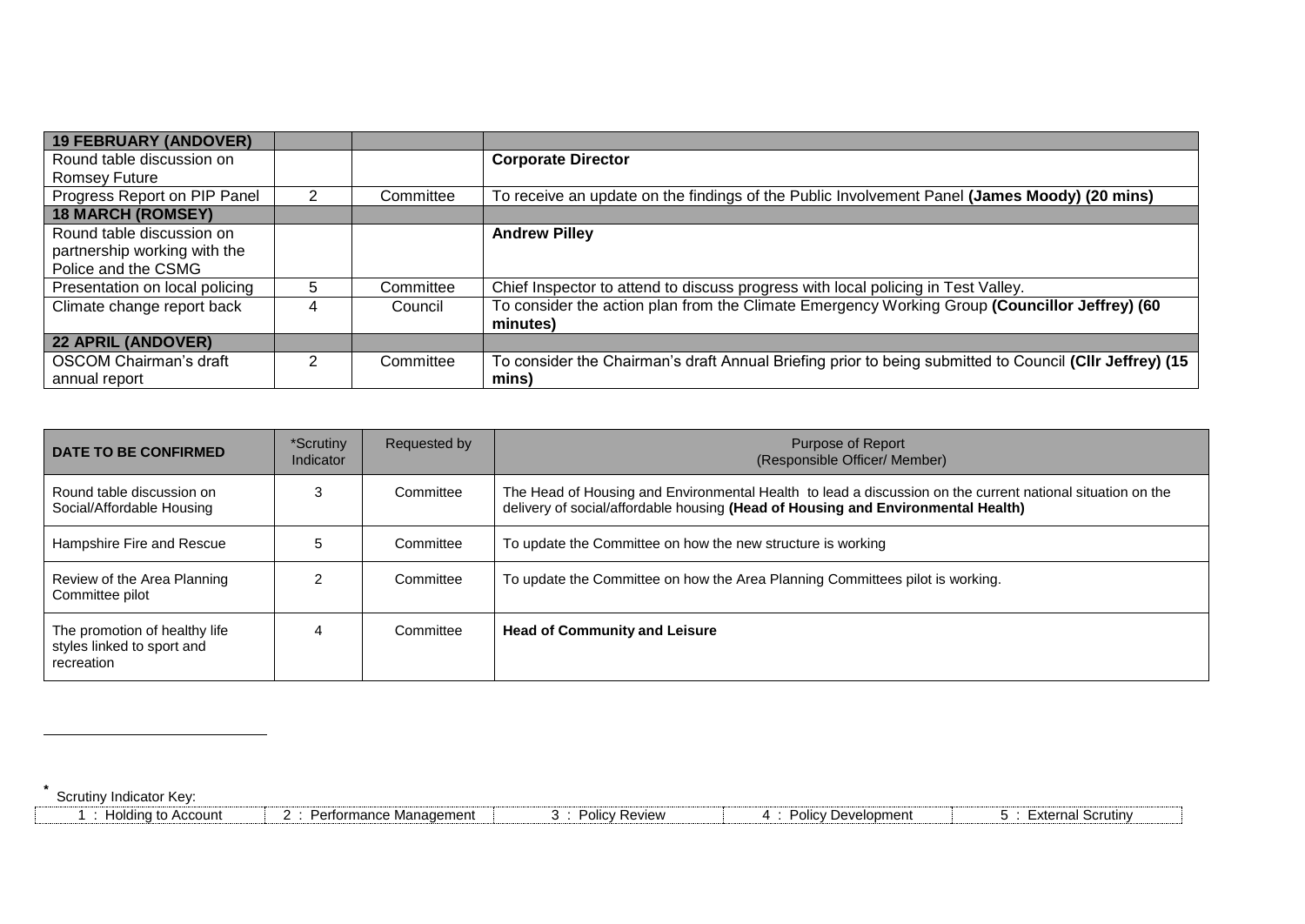| 19 FEBRUARY (ANDOVER) | | | |
|---|---|---|---|
| Round table discussion on Romsey Future | | | **Corporate Director** |
| Progress Report on PIP Panel | 2 | Committee | To receive an update on the findings of the Public Involvement Panel **(James Moody) (20 mins)** |
| **18 MARCH (ROMSEY)** | | | |
| Round table discussion on partnership working with the Police and the CSMG | | | **Andrew Pilley** |
| Presentation on local policing | 5 | Committee | Chief Inspector to attend to discuss progress with local policing in Test Valley. |
| Climate change report back | 4 | Council | To consider the action plan from the Climate Emergency Working Group **(Councillor Jeffrey) (60 minutes)** |
| **22 APRIL (ANDOVER)** | | | |
| OSCOM Chairman's draft annual report | 2 | Committee | To consider the Chairman's draft Annual Briefing prior to being submitted to Council **(Cllr Jeffrey) (15 mins)** |

| DATE TO BE CONFIRMED | *Scrutiny Indicator | Requested by | Purpose of Report (Responsible Officer/ Member) |
|---|---|---|---|
| Round table discussion on Social/Affordable Housing | 3 | Committee | The Head of Housing and Environmental Health to lead a discussion on the current national situation on the delivery of social/affordable housing **(Head of Housing and Environmental Health)** |
| Hampshire Fire and Rescue | 5 | Committee | To update the Committee on how the new structure is working |
| Review of the Area Planning Committee pilot | 2 | Committee | To update the Committee on how the Area Planning Committees pilot is working. |
| The promotion of healthy life styles linked to sport and recreation | 4 | Committee | **Head of Community and Leisure** |

* Scrutiny Indicator Key:

| 1 : Holding to Account | 2 : Performance Management | 3 : Policy Review | 4 : Policy Development | 5 : External Scrutiny |
|---|---|---|---|---|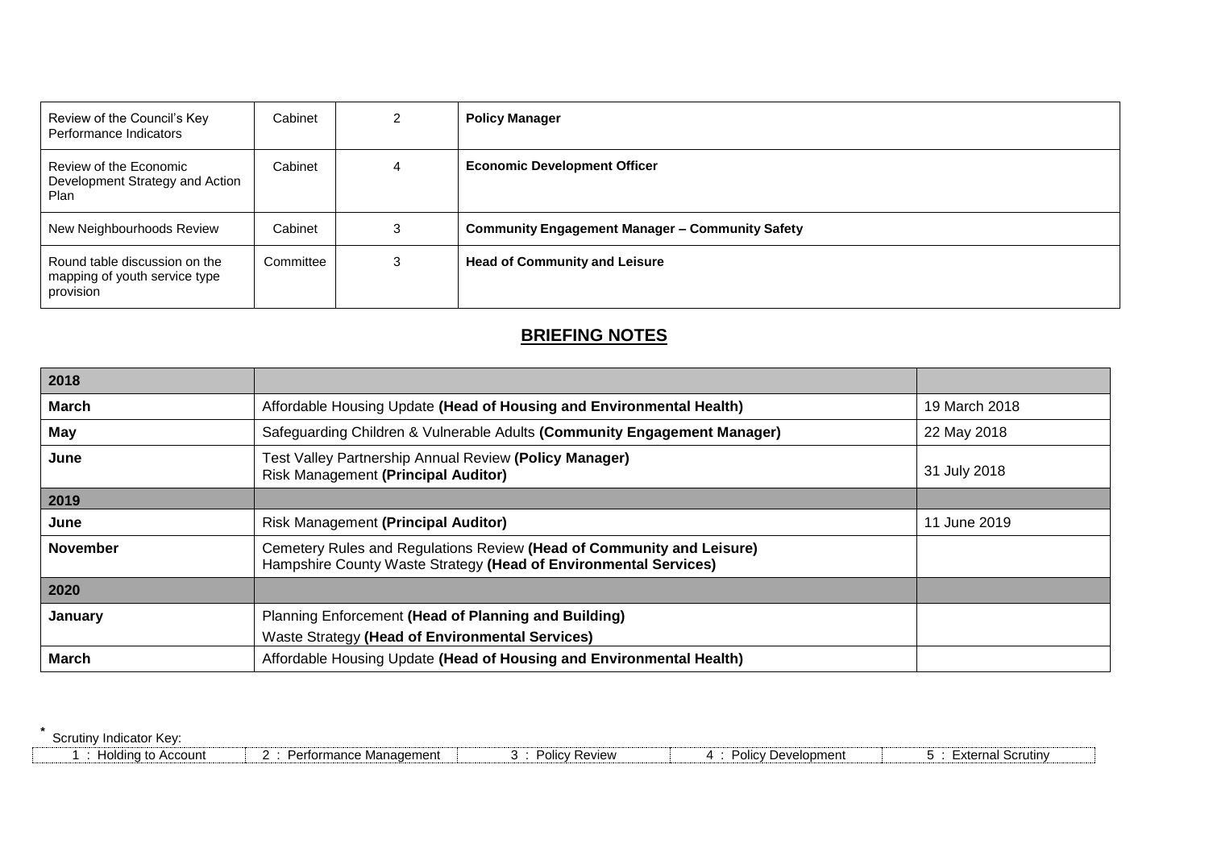| | | | |
|---|---|---|---|
| Review of the Council's Key Performance Indicators | Cabinet | 2 | **Policy Manager** |
| Review of the Economic Development Strategy and Action Plan | Cabinet | 4 | **Economic Development Officer** |
| New Neighbourhoods Review | Cabinet | 3 | **Community Engagement Manager – Community Safety** |
| Round table discussion on the mapping of youth service type provision | Committee | 3 | **Head of Community and Leisure** |

## BRIEFING NOTES

| **2018** | | |
|---|---|---|
| **March** | Affordable Housing Update **(Head of Housing and Environmental Health)** | 19 March 2018 |
| **May** | Safeguarding Children & Vulnerable Adults **(Community Engagement Manager)** | 22 May 2018 |
| **June** | Test Valley Partnership Annual Review **(Policy Manager)**<br>Risk Management **(Principal Auditor)** | 31 July 2018 |
| **2019** | | |
| **June** | Risk Management **(Principal Auditor)** | 11 June 2019 |
| **November** | Cemetery Rules and Regulations Review **(Head of Community and Leisure)**<br>Hampshire County Waste Strategy **(Head of Environmental Services)** | |
| **2020** | | |
| **January** | Planning Enforcement **(Head of Planning and Building)**<br>Waste Strategy **(Head of Environmental Services)** | |
| **March** | Affordable Housing Update **(Head of Housing and Environmental Health)** | |

* Scrutiny Indicator Key:

| | | | | |
|---|---|---|---|---|
| 1 : Holding to Account | 2 : Performance Management | 3 : Policy Review | 4 : Policy Development | 5 : External Scrutiny |